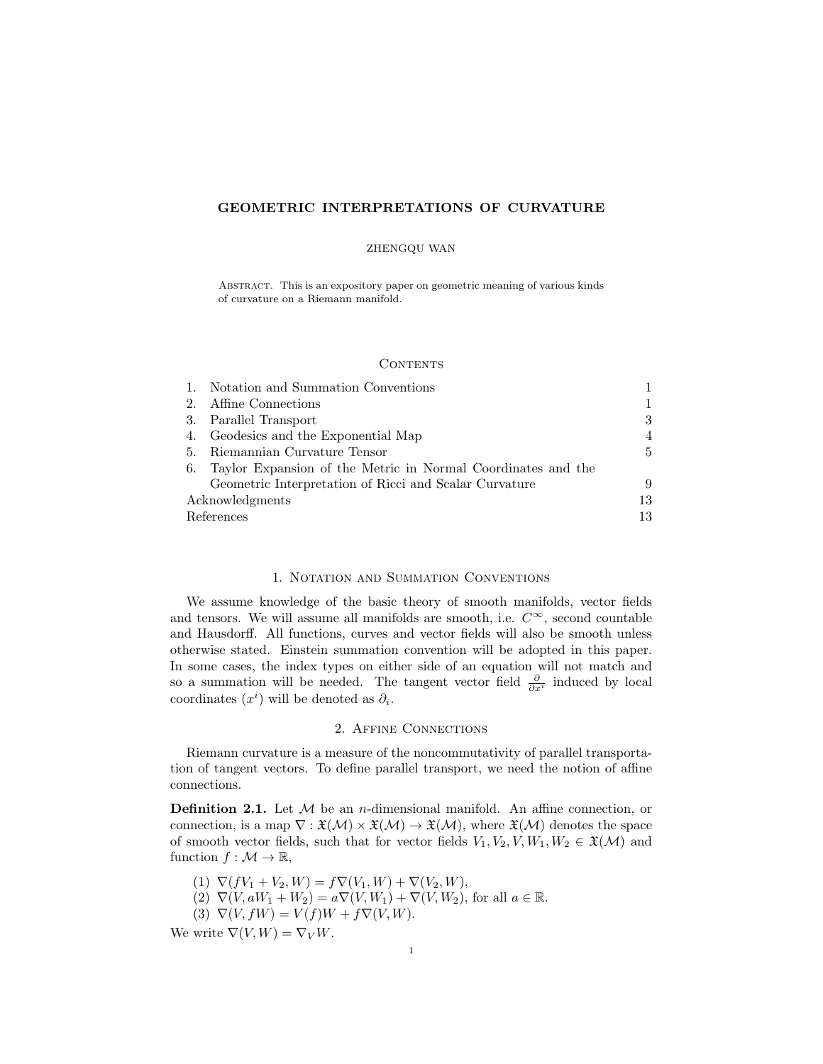# GEOMETRIC INTERPRETATIONS OF CURVATURE

ZHENGQU WAN

Abstract. This is an expository paper on geometric meaning of various kinds of curvature on a Riemann manifold.

## Contents

| | | |
|---|---|---|
| 1. | Notation and Summation Conventions | 1 |
| 2. | Affine Connections | 1 |
| 3. | Parallel Transport | 3 |
| 4. | Geodesics and the Exponential Map | 4 |
| 5. | Riemannian Curvature Tensor | 5 |
| 6. | Taylor Expansion of the Metric in Normal Coordinates and the Geometric Interpretation of Ricci and Scalar Curvature | 9 |
| | Acknowledgments | 13 |
| | References | 13 |

## 1. Notation and Summation Conventions

We assume knowledge of the basic theory of smooth manifolds, vector fields and tensors. We will assume all manifolds are smooth, i.e. $C^\infty$, second countable and Hausdorff. All functions, curves and vector fields will also be smooth unless otherwise stated. Einstein summation convention will be adopted in this paper. In some cases, the index types on either side of an equation will not match and so a summation will be needed. The tangent vector field $\frac{\partial}{\partial x^i}$ induced by local coordinates $(x^i)$ will be denoted as $\partial_i$.

## 2. Affine Connections

Riemann curvature is a measure of the noncommutativity of parallel transportation of tangent vectors. To define parallel transport, we need the notion of affine connections.

**Definition 2.1.** Let $\mathcal{M}$ be an $n$-dimensional manifold. An affine connection, or connection, is a map $\nabla : \mathfrak{X}(\mathcal{M}) \times \mathfrak{X}(\mathcal{M}) \to \mathfrak{X}(\mathcal{M})$, where $\mathfrak{X}(\mathcal{M})$ denotes the space of smooth vector fields, such that for vector fields $V_1, V_2, V, W_1, W_2 \in \mathfrak{X}(\mathcal{M})$ and function $f : \mathcal{M} \to \mathbb{R}$,

(1) $\nabla(fV_1 + V_2, W) = f\nabla(V_1, W) + \nabla(V_2, W)$,
(2) $\nabla(V, aW_1 + W_2) = a\nabla(V, W_1) + \nabla(V, W_2)$, for all $a \in \mathbb{R}$.
(3) $\nabla(V, fW) = V(f)W + f\nabla(V, W)$.

We write $\nabla(V, W) = \nabla_V W$.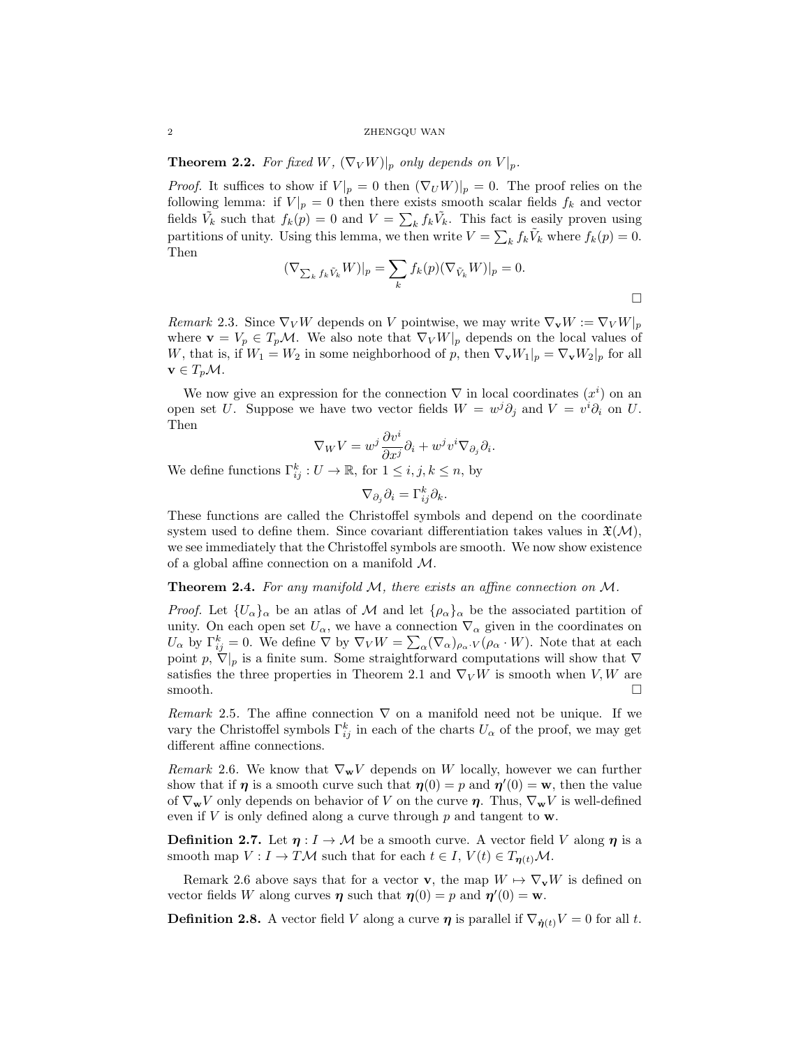**Theorem 2.2.** *For fixed $W$, $(\nabla_V W)|_p$ only depends on $V|_p$.*

*Proof.* It suffices to show if $V|_p = 0$ then $(\nabla_U W)|_p = 0$. The proof relies on the following lemma: if $V|_p = 0$ then there exists smooth scalar fields $f_k$ and vector fields $\tilde{V}_k$ such that $f_k(p) = 0$ and $V = \sum_k f_k \tilde{V}_k$. This fact is easily proven using partitions of unity. Using this lemma, we then write $V = \sum_k f_k \tilde{V}_k$ where $f_k(p) = 0$. Then

$$(\nabla_{\sum_k f_k \tilde{V}_k} W)|_p = \sum_k f_k(p)(\nabla_{\tilde{V}_k} W)|_p = 0.$$

□

*Remark* 2.3. Since $\nabla_V W$ depends on $V$ pointwise, we may write $\nabla_{\mathbf{v}} W := \nabla_V W|_p$ where $\mathbf{v} = V_p \in T_p\mathcal{M}$. We also note that $\nabla_V W|_p$ depends on the local values of $W$, that is, if $W_1 = W_2$ in some neighborhood of $p$, then $\nabla_{\mathbf{v}} W_1|_p = \nabla_{\mathbf{v}} W_2|_p$ for all $\mathbf{v} \in T_p\mathcal{M}$.

We now give an expression for the connection $\nabla$ in local coordinates $(x^i)$ on an open set $U$. Suppose we have two vector fields $W = w^j \partial_j$ and $V = v^i \partial_i$ on $U$. Then

$$\nabla_W V = w^j \frac{\partial v^i}{\partial x^j} \partial_i + w^j v^i \nabla_{\partial_j} \partial_i.$$

We define functions $\Gamma^k_{ij} : U \to \mathbb{R}$, for $1 \leq i, j, k \leq n$, by

$$\nabla_{\partial_j} \partial_i = \Gamma^k_{ij} \partial_k.$$

These functions are called the Christoffel symbols and depend on the coordinate system used to define them. Since covariant differentiation takes values in $\mathfrak{X}(\mathcal{M})$, we see immediately that the Christoffel symbols are smooth. We now show existence of a global affine connection on a manifold $\mathcal{M}$.

**Theorem 2.4.** *For any manifold $\mathcal{M}$, there exists an affine connection on $\mathcal{M}$.*

*Proof.* Let $\{U_\alpha\}_\alpha$ be an atlas of $\mathcal{M}$ and let $\{\rho_\alpha\}_\alpha$ be the associated partition of unity. On each open set $U_\alpha$, we have a connection $\nabla_\alpha$ given in the coordinates on $U_\alpha$ by $\Gamma^k_{ij} = 0$. We define $\nabla$ by $\nabla_V W = \sum_\alpha (\nabla_\alpha)_{\rho_\alpha \cdot V}(\rho_\alpha \cdot W)$. Note that at each point $p$, $\nabla|_p$ is a finite sum. Some straightforward computations will show that $\nabla$ satisfies the three properties in Theorem 2.1 and $\nabla_V W$ is smooth when $V, W$ are smooth. □

*Remark* 2.5. The affine connection $\nabla$ on a manifold need not be unique. If we vary the Christoffel symbols $\Gamma^k_{ij}$ in each of the charts $U_\alpha$ of the proof, we may get different affine connections.

*Remark* 2.6. We know that $\nabla_{\mathbf{w}} V$ depends on $W$ locally, however we can further show that if $\boldsymbol{\eta}$ is a smooth curve such that $\boldsymbol{\eta}(0) = p$ and $\boldsymbol{\eta}'(0) = \mathbf{w}$, then the value of $\nabla_{\mathbf{w}} V$ only depends on behavior of $V$ on the curve $\boldsymbol{\eta}$. Thus, $\nabla_{\mathbf{w}} V$ is well-defined even if $V$ is only defined along a curve through $p$ and tangent to $\mathbf{w}$.

**Definition 2.7.** Let $\boldsymbol{\eta} : I \to \mathcal{M}$ be a smooth curve. A vector field $V$ along $\boldsymbol{\eta}$ is a smooth map $V : I \to T\mathcal{M}$ such that for each $t \in I$, $V(t) \in T_{\boldsymbol{\eta}(t)}\mathcal{M}$.

Remark 2.6 above says that for a vector $\mathbf{v}$, the map $W \mapsto \nabla_{\mathbf{v}} W$ is defined on vector fields $W$ along curves $\boldsymbol{\eta}$ such that $\boldsymbol{\eta}(0) = p$ and $\boldsymbol{\eta}'(0) = \mathbf{w}$.

**Definition 2.8.** A vector field $V$ along a curve $\boldsymbol{\eta}$ is parallel if $\nabla_{\dot{\boldsymbol{\eta}}(t)} V = 0$ for all $t$.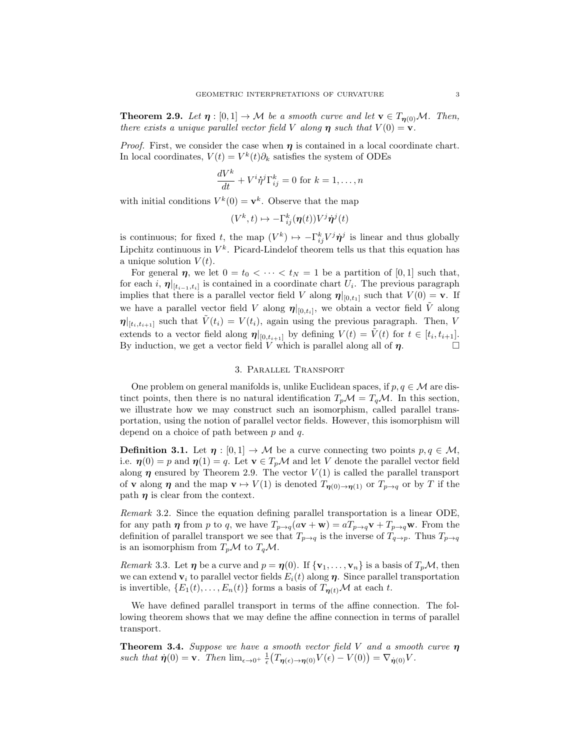**Theorem 2.9.** *Let $\boldsymbol{\eta} : [0,1] \to \mathcal{M}$ be a smooth curve and let $\mathbf{v} \in T_{\boldsymbol{\eta}(0)}\mathcal{M}$. Then, there exists a unique parallel vector field $V$ along $\boldsymbol{\eta}$ such that $V(0) = \mathbf{v}$.*

*Proof.* First, we consider the case when $\boldsymbol{\eta}$ is contained in a local coordinate chart. In local coordinates, $V(t) = V^k(t)\partial_k$ satisfies the system of ODEs

$$\frac{dV^k}{dt} + V^i \dot{\eta}^j \Gamma^k_{ij} = 0 \text{ for } k = 1, \ldots, n$$

with initial conditions $V^k(0) = \mathbf{v}^k$. Observe that the map

$$(V^k, t) \mapsto -\Gamma^k_{ij}(\boldsymbol{\eta}(t)) V^j \dot{\boldsymbol{\eta}}^j(t)$$

is continuous; for fixed $t$, the map $(V^k) \mapsto -\Gamma^k_{ij} V^j \dot{\boldsymbol{\eta}}^j$ is linear and thus globally Lipchitz continuous in $V^k$. Picard-Lindelof theorem tells us that this equation has a unique solution $V(t)$.

For general $\boldsymbol{\eta}$, we let $0 = t_0 < \cdots < t_N = 1$ be a partition of $[0,1]$ such that, for each $i$, $\boldsymbol{\eta}|_{[t_{i-1}, t_i]}$ is contained in a coordinate chart $U_i$. The previous paragraph implies that there is a parallel vector field $V$ along $\boldsymbol{\eta}|_{[0,t_1]}$ such that $V(0) = \mathbf{v}$. If we have a parallel vector field $V$ along $\boldsymbol{\eta}|_{[0,t_i]}$, we obtain a vector field $\tilde{V}$ along $\boldsymbol{\eta}|_{[t_i, t_{i+1}]}$ such that $\tilde{V}(t_i) = V(t_i)$, again using the previous paragraph. Then, $V$ extends to a vector field along $\boldsymbol{\eta}|_{[0,t_{i+1}]}$ by defining $V(t) = \tilde{V}(t)$ for $t \in [t_i, t_{i+1}]$. By induction, we get a vector field $V$ which is parallel along all of $\boldsymbol{\eta}$. $\square$

## 3. Parallel Transport

One problem on general manifolds is, unlike Euclidean spaces, if $p, q \in \mathcal{M}$ are distinct points, then there is no natural identification $T_p\mathcal{M} = T_q\mathcal{M}$. In this section, we illustrate how we may construct such an isomorphism, called parallel transportation, using the notion of parallel vector fields. However, this isomorphism will depend on a choice of path between $p$ and $q$.

**Definition 3.1.** Let $\boldsymbol{\eta} : [0,1] \to \mathcal{M}$ be a curve connecting two points $p, q \in \mathcal{M}$, i.e. $\boldsymbol{\eta}(0) = p$ and $\boldsymbol{\eta}(1) = q$. Let $\mathbf{v} \in T_p\mathcal{M}$ and let $V$ denote the parallel vector field along $\boldsymbol{\eta}$ ensured by Theorem 2.9. The vector $V(1)$ is called the parallel transport of $\mathbf{v}$ along $\boldsymbol{\eta}$ and the map $\mathbf{v} \mapsto V(1)$ is denoted $T_{\boldsymbol{\eta}(0) \to \boldsymbol{\eta}(1)}$ or $T_{p \to q}$ or by $T$ if the path $\boldsymbol{\eta}$ is clear from the context.

*Remark* 3.2. Since the equation defining parallel transportation is a linear ODE, for any path $\boldsymbol{\eta}$ from $p$ to $q$, we have $T_{p \to q}(a\mathbf{v} + \mathbf{w}) = aT_{p \to q}\mathbf{v} + T_{p \to q}\mathbf{w}$. From the definition of parallel transport we see that $T_{p \to q}$ is the inverse of $T_{q \to p}$. Thus $T_{p \to q}$ is an isomorphism from $T_p\mathcal{M}$ to $T_q\mathcal{M}$.

*Remark* 3.3. Let $\boldsymbol{\eta}$ be a curve and $p = \boldsymbol{\eta}(0)$. If $\{\mathbf{v}_1, \ldots, \mathbf{v}_n\}$ is a basis of $T_p\mathcal{M}$, then we can extend $\mathbf{v}_i$ to parallel vector fields $E_i(t)$ along $\boldsymbol{\eta}$. Since parallel transportation is invertible, $\{E_1(t), \ldots, E_n(t)\}$ forms a basis of $T_{\boldsymbol{\eta}(t)}\mathcal{M}$ at each $t$.

We have defined parallel transport in terms of the affine connection. The following theorem shows that we may define the affine connection in terms of parallel transport.

**Theorem 3.4.** *Suppose we have a smooth vector field $V$ and a smooth curve $\boldsymbol{\eta}$ such that $\dot{\boldsymbol{\eta}}(0) = \mathbf{v}$. Then $\lim_{\epsilon \to 0^+} \frac{1}{\epsilon}\big(T_{\boldsymbol{\eta}(\epsilon) \to \boldsymbol{\eta}(0)} V(\epsilon) - V(0)\big) = \nabla_{\dot{\boldsymbol{\eta}}(0)} V$.*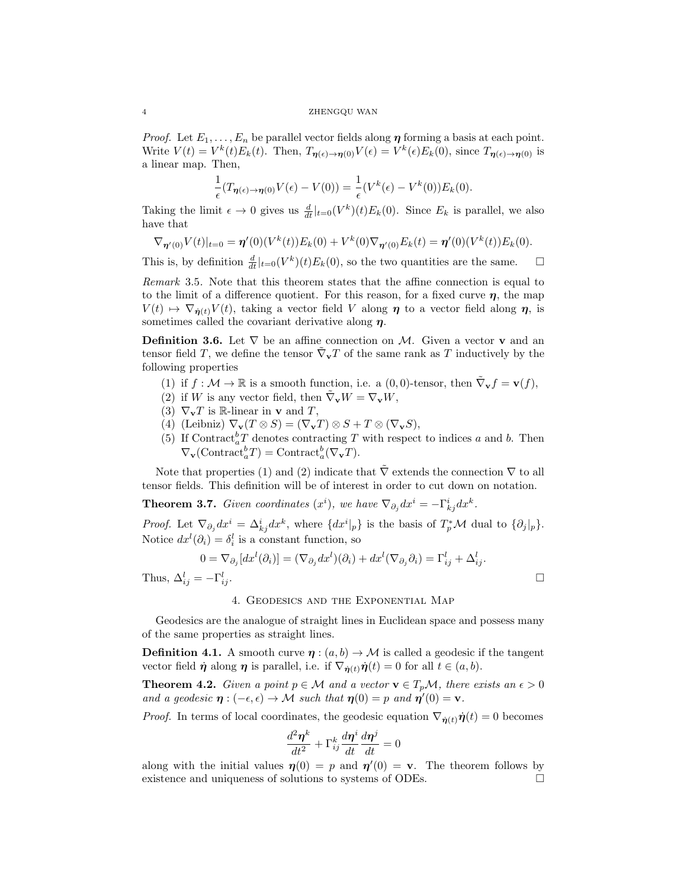*Proof.* Let $E_1, \ldots, E_n$ be parallel vector fields along $\boldsymbol{\eta}$ forming a basis at each point. Write $V(t) = V^k(t)E_k(t)$. Then, $T_{\boldsymbol{\eta}(\epsilon)\to\boldsymbol{\eta}(0)}V(\epsilon) = V^k(\epsilon)E_k(0)$, since $T_{\boldsymbol{\eta}(\epsilon)\to\boldsymbol{\eta}(0)}$ is a linear map. Then,

$$\frac{1}{\epsilon}(T_{\boldsymbol{\eta}(\epsilon)\to\boldsymbol{\eta}(0)}V(\epsilon) - V(0)) = \frac{1}{\epsilon}(V^k(\epsilon) - V^k(0))E_k(0).$$

Taking the limit $\epsilon \to 0$ gives us $\frac{d}{dt}|_{t=0}(V^k)(t)E_k(0)$. Since $E_k$ is parallel, we also have that

$$\nabla_{\boldsymbol{\eta}'(0)}V(t)|_{t=0} = \boldsymbol{\eta}'(0)(V^k(t))E_k(0) + V^k(0)\nabla_{\boldsymbol{\eta}'(0)}E_k(t) = \boldsymbol{\eta}'(0)(V^k(t))E_k(0).$$

This is, by definition $\frac{d}{dt}|_{t=0}(V^k)(t)E_k(0)$, so the two quantities are the same. $\square$

*Remark* 3.5. Note that this theorem states that the affine connection is equal to to the limit of a difference quotient. For this reason, for a fixed curve $\boldsymbol{\eta}$, the map $V(t) \mapsto \nabla_{\dot{\boldsymbol{\eta}}(t)}V(t)$, taking a vector field $V$ along $\boldsymbol{\eta}$ to a vector field along $\boldsymbol{\eta}$, is sometimes called the covariant derivative along $\boldsymbol{\eta}$.

**Definition 3.6.** Let $\nabla$ be an affine connection on $\mathcal{M}$. Given a vector $\mathbf{v}$ and an tensor field $T$, we define the tensor $\tilde{\nabla}_{\mathbf{v}}T$ of the same rank as $T$ inductively by the following properties

1. if $f : \mathcal{M} \to \mathbb{R}$ is a smooth function, i.e. a $(0,0)$-tensor, then $\tilde{\nabla}_{\mathbf{v}}f = \mathbf{v}(f)$,
2. if $W$ is any vector field, then $\tilde{\nabla}_{\mathbf{v}}W = \nabla_{\mathbf{v}}W$,
3. $\nabla_{\mathbf{v}}T$ is $\mathbb{R}$-linear in $\mathbf{v}$ and $T$,
4. (Leibniz) $\nabla_{\mathbf{v}}(T \otimes S) = (\nabla_{\mathbf{v}}T) \otimes S + T \otimes (\nabla_{\mathbf{v}}S)$,
5. If $\text{Contract}_a^b T$ denotes contracting $T$ with respect to indices $a$ and $b$. Then $\nabla_{\mathbf{v}}(\text{Contract}_a^b T) = \text{Contract}_a^b(\nabla_{\mathbf{v}}T)$.

Note that properties (1) and (2) indicate that $\tilde{\nabla}$ extends the connection $\nabla$ to all tensor fields. This definition will be of interest in order to cut down on notation.

**Theorem 3.7.** *Given coordinates $(x^i)$, we have $\nabla_{\partial_j}dx^i = -\Gamma^i_{kj}dx^k$.*

*Proof.* Let $\nabla_{\partial_j}dx^i = \Delta^i_{kj}dx^k$, where $\{dx^i|_p\}$ is the basis of $T^*_p\mathcal{M}$ dual to $\{\partial_j|_p\}$. Notice $dx^l(\partial_i) = \delta^l_i$ is a constant function, so

$$0 = \nabla_{\partial_j}[dx^l(\partial_i)] = (\nabla_{\partial_j}dx^l)(\partial_i) + dx^l(\nabla_{\partial_j}\partial_i) = \Gamma^l_{ij} + \Delta^l_{ij}.$$

Thus, $\Delta^l_{ij} = -\Gamma^l_{ij}$. $\square$

## 4. Geodesics and the Exponential Map

Geodesics are the analogue of straight lines in Euclidean space and possess many of the same properties as straight lines.

**Definition 4.1.** A smooth curve $\boldsymbol{\eta} : (a,b) \to \mathcal{M}$ is called a geodesic if the tangent vector field $\dot{\boldsymbol{\eta}}$ along $\boldsymbol{\eta}$ is parallel, i.e. if $\nabla_{\dot{\boldsymbol{\eta}}(t)}\dot{\boldsymbol{\eta}}(t) = 0$ for all $t \in (a,b)$.

**Theorem 4.2.** *Given a point $p \in \mathcal{M}$ and a vector $\mathbf{v} \in T_p\mathcal{M}$, there exists an $\epsilon > 0$ and a geodesic $\boldsymbol{\eta} : (-\epsilon, \epsilon) \to \mathcal{M}$ such that $\boldsymbol{\eta}(0) = p$ and $\boldsymbol{\eta}'(0) = \mathbf{v}$.*

*Proof.* In terms of local coordinates, the geodesic equation $\nabla_{\dot{\boldsymbol{\eta}}(t)}\dot{\boldsymbol{\eta}}(t) = 0$ becomes

$$\frac{d^2\boldsymbol{\eta}^k}{dt^2} + \Gamma^k_{ij}\frac{d\boldsymbol{\eta}^i}{dt}\frac{d\boldsymbol{\eta}^j}{dt} = 0$$

along with the initial values $\boldsymbol{\eta}(0) = p$ and $\boldsymbol{\eta}'(0) = \mathbf{v}$. The theorem follows by existence and uniqueness of solutions to systems of ODEs. $\square$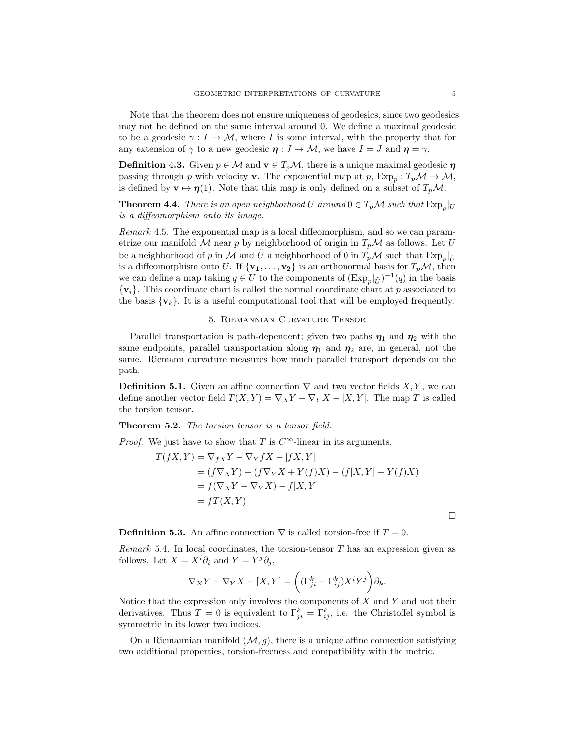Note that the theorem does not ensure uniqueness of geodesics, since two geodesics may not be defined on the same interval around 0. We define a maximal geodesic to be a geodesic $\gamma : I \to \mathcal{M}$, where $I$ is some interval, with the property that for any extension of $\gamma$ to a new geodesic $\boldsymbol{\eta} : J \to \mathcal{M}$, we have $I = J$ and $\boldsymbol{\eta} = \gamma$.

**Definition 4.3.** Given $p \in \mathcal{M}$ and $\mathbf{v} \in T_p\mathcal{M}$, there is a unique maximal geodesic $\boldsymbol{\eta}$ passing through $p$ with velocity $\mathbf{v}$. The exponential map at $p$, $\mathrm{Exp}_p : T_p\mathcal{M} \to \mathcal{M}$, is defined by $\mathbf{v} \mapsto \boldsymbol{\eta}(1)$. Note that this map is only defined on a subset of $T_p\mathcal{M}$.

**Theorem 4.4.** *There is an open neighborhood $U$ around $0 \in T_p\mathcal{M}$ such that $\mathrm{Exp}_p|_U$ is a diffeomorphism onto its image.*

*Remark* 4.5. The exponential map is a local diffeomorphism, and so we can parametrize our manifold $\mathcal{M}$ near $p$ by neighborhood of origin in $T_p\mathcal{M}$ as follows. Let $U$ be a neighborhood of $p$ in $\mathcal{M}$ and $\tilde{U}$ a neighborhood of 0 in $T_p\mathcal{M}$ such that $\mathrm{Exp}_p|_{\tilde{U}}$ is a diffeomorphism onto $U$. If $\{\mathbf{v_1}, \dots, \mathbf{v_2}\}$ is an orthonormal basis for $T_p\mathcal{M}$, then we can define a map taking $q \in U$ to the components of $(\mathrm{Exp}_p|_{\tilde{U}})^{-1}(q)$ in the basis $\{\mathbf{v}_i\}$. This coordinate chart is called the normal coordinate chart at $p$ associated to the basis $\{\mathbf{v}_k\}$. It is a useful computational tool that will be employed frequently.

## 5. Riemannian Curvature Tensor

Parallel transportation is path-dependent; given two paths $\boldsymbol{\eta}_1$ and $\boldsymbol{\eta}_2$ with the same endpoints, parallel transportation along $\boldsymbol{\eta}_1$ and $\boldsymbol{\eta}_2$ are, in general, not the same. Riemann curvature measures how much parallel transport depends on the path.

**Definition 5.1.** Given an affine connection $\nabla$ and two vector fields $X, Y$, we can define another vector field $T(X,Y) = \nabla_X Y - \nabla_Y X - [X,Y]$. The map $T$ is called the torsion tensor.

**Theorem 5.2.** *The torsion tensor is a tensor field.*

*Proof.* We just have to show that $T$ is $C^\infty$-linear in its arguments.

$$
\begin{aligned}
T(fX, Y) &= \nabla_{fX} Y - \nabla_Y fX - [fX, Y] \\
&= (f\nabla_X Y) - (f\nabla_Y X + Y(f)X) - (f[X,Y] - Y(f)X) \\
&= f(\nabla_X Y - \nabla_Y X) - f[X,Y] \\
&= fT(X,Y)
\end{aligned}
$$

□

**Definition 5.3.** An affine connection $\nabla$ is called torsion-free if $T = 0$.

*Remark* 5.4. In local coordinates, the torsion-tensor $T$ has an expression given as follows. Let $X = X^i \partial_i$ and $Y = Y^j \partial_j$,

$$
\nabla_X Y - \nabla_Y X - [X,Y] = \bigg( (\Gamma^k_{ji} - \Gamma^k_{ij}) X^i Y^j \bigg) \partial_k.
$$

Notice that the expression only involves the components of $X$ and $Y$ and not their derivatives. Thus $T = 0$ is equivalent to $\Gamma^k_{ji} = \Gamma^k_{ij}$, i.e. the Christoffel symbol is symmetric in its lower two indices.

On a Riemannian manifold $(\mathcal{M}, g)$, there is a unique affine connection satisfying two additional properties, torsion-freeness and compatibility with the metric.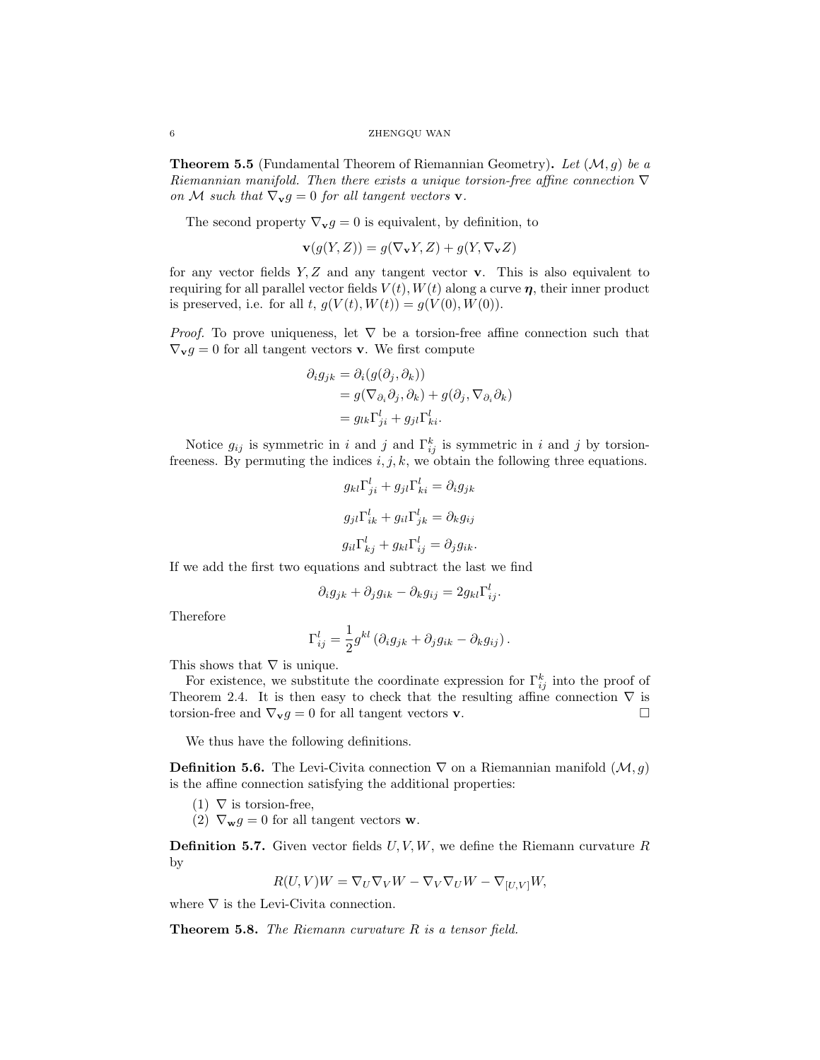**Theorem 5.5** (Fundamental Theorem of Riemannian Geometry)**.** *Let $(\mathcal{M}, g)$ be a Riemannian manifold. Then there exists a unique torsion-free affine connection $\nabla$ on $\mathcal{M}$ such that $\nabla_{\mathbf{v}} g = 0$ for all tangent vectors $\mathbf{v}$.*

The second property $\nabla_{\mathbf{v}} g = 0$ is equivalent, by definition, to

$$\mathbf{v}(g(Y, Z)) = g(\nabla_{\mathbf{v}} Y, Z) + g(Y, \nabla_{\mathbf{v}} Z)$$

for any vector fields $Y, Z$ and any tangent vector $\mathbf{v}$. This is also equivalent to requiring for all parallel vector fields $V(t), W(t)$ along a curve $\boldsymbol{\eta}$, their inner product is preserved, i.e. for all $t$, $g(V(t), W(t)) = g(V(0), W(0))$.

*Proof.* To prove uniqueness, let $\nabla$ be a torsion-free affine connection such that $\nabla_{\mathbf{v}} g = 0$ for all tangent vectors $\mathbf{v}$. We first compute

$$\begin{aligned}
\partial_i g_{jk} &= \partial_i (g(\partial_j, \partial_k)) \\
&= g(\nabla_{\partial_i} \partial_j, \partial_k) + g(\partial_j, \nabla_{\partial_i} \partial_k) \\
&= g_{lk} \Gamma^l_{ji} + g_{jl} \Gamma^l_{ki}.
\end{aligned}$$

Notice $g_{ij}$ is symmetric in $i$ and $j$ and $\Gamma^k_{ij}$ is symmetric in $i$ and $j$ by torsion-freeness. By permuting the indices $i, j, k$, we obtain the following three equations.

$$g_{kl} \Gamma^l_{ji} + g_{jl} \Gamma^l_{ki} = \partial_i g_{jk}$$

$$g_{jl} \Gamma^l_{ik} + g_{il} \Gamma^l_{jk} = \partial_k g_{ij}$$

$$g_{il} \Gamma^l_{kj} + g_{kl} \Gamma^l_{ij} = \partial_j g_{ik}.$$

If we add the first two equations and subtract the last we find

$$\partial_i g_{jk} + \partial_j g_{ik} - \partial_k g_{ij} = 2 g_{kl} \Gamma^l_{ij}.$$

Therefore

$$\Gamma^l_{ij} = \frac{1}{2} g^{kl} \left( \partial_i g_{jk} + \partial_j g_{ik} - \partial_k g_{ij} \right).$$

This shows that $\nabla$ is unique.

For existence, we substitute the coordinate expression for $\Gamma^k_{ij}$ into the proof of Theorem 2.4. It is then easy to check that the resulting affine connection $\nabla$ is torsion-free and $\nabla_{\mathbf{v}} g = 0$ for all tangent vectors $\mathbf{v}$. $\square$

We thus have the following definitions.

**Definition 5.6.** The Levi-Civita connection $\nabla$ on a Riemannian manifold $(\mathcal{M}, g)$ is the affine connection satisfying the additional properties:

1. $\nabla$ is torsion-free,
2. $\nabla_{\mathbf{w}} g = 0$ for all tangent vectors $\mathbf{w}$.

**Definition 5.7.** Given vector fields $U, V, W$, we define the Riemann curvature $R$ by

$$R(U, V)W = \nabla_U \nabla_V W - \nabla_V \nabla_U W - \nabla_{[U,V]} W,$$

where $\nabla$ is the Levi-Civita connection.

**Theorem 5.8.** *The Riemann curvature $R$ is a tensor field.*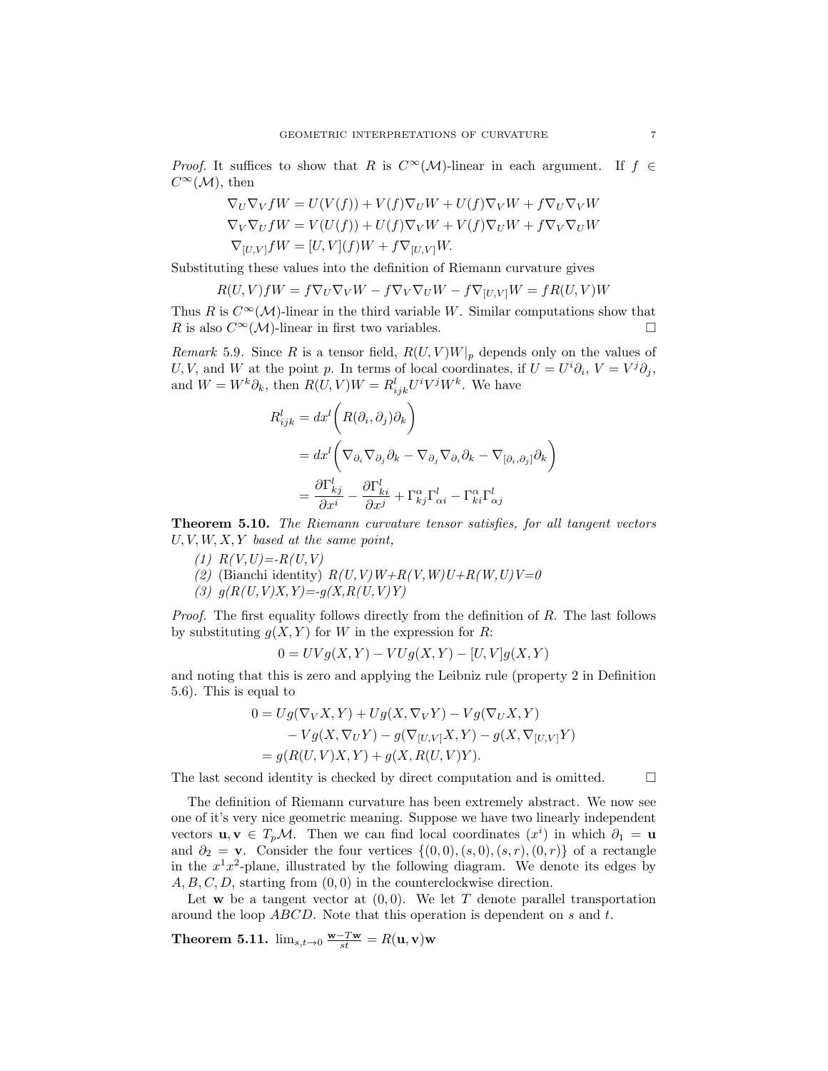*Proof.* It suffices to show that $R$ is $C^\infty(\mathcal{M})$-linear in each argument. If $f \in C^\infty(\mathcal{M})$, then

$$\nabla_U \nabla_V fW = U(V(f)) + V(f)\nabla_U W + U(f)\nabla_V W + f\nabla_U \nabla_V W$$
$$\nabla_V \nabla_U fW = V(U(f)) + U(f)\nabla_V W + V(f)\nabla_U W + f\nabla_V \nabla_U W$$
$$\nabla_{[U,V]} fW = [U,V](f)W + f\nabla_{[U,V]}W.$$

Substituting these values into the definition of Riemann curvature gives

$$R(U,V)fW = f\nabla_U\nabla_V W - f\nabla_V\nabla_U W - f\nabla_{[U,V]}W = fR(U,V)W$$

Thus $R$ is $C^\infty(\mathcal{M})$-linear in the third variable $W$. Similar computations show that $R$ is also $C^\infty(\mathcal{M})$-linear in first two variables. $\square$

*Remark* 5.9. Since $R$ is a tensor field, $R(U,V)W|_p$ depends only on the values of $U, V$, and $W$ at the point $p$. In terms of local coordinates, if $U = U^i\partial_i$, $V = V^j\partial_j$, and $W = W^k\partial_k$, then $R(U,V)W = R^l_{ijk}U^iV^jW^k$. We have

$$\begin{aligned}
R^l_{ijk} &= dx^l\bigg(R(\partial_i, \partial_j)\partial_k\bigg) \\
&= dx^l\bigg(\nabla_{\partial_i}\nabla_{\partial_j}\partial_k - \nabla_{\partial_j}\nabla_{\partial_i}\partial_k - \nabla_{[\partial_i,\partial_j]}\partial_k\bigg) \\
&= \frac{\partial \Gamma^l_{kj}}{\partial x^i} - \frac{\partial \Gamma^l_{ki}}{\partial x^j} + \Gamma^\alpha_{kj}\Gamma^l_{\alpha i} - \Gamma^\alpha_{ki}\Gamma^l_{\alpha j}
\end{aligned}$$

**Theorem 5.10.** *The Riemann curvature tensor satisfies, for all tangent vectors $U, V, W, X, Y$ based at the same point,*

1. $R(V,U)=-R(U,V)$
2. (Bianchi identity) $R(U,V)W+R(V,W)U+R(W,U)V=0$
3. $g(R(U,V)X,Y)=-g(X,R(U,V)Y)$

*Proof.* The first equality follows directly from the definition of $R$. The last follows by substituting $g(X,Y)$ for $W$ in the expression for $R$:

$$0 = UVg(X,Y) - VUg(X,Y) - [U,V]g(X,Y)$$

and noting that this is zero and applying the Leibniz rule (property 2 in Definition 5.6). This is equal to

$$\begin{aligned}
0 &= Ug(\nabla_V X, Y) + Ug(X, \nabla_V Y) - Vg(\nabla_U X, Y) \\
&\quad - Vg(X, \nabla_U Y) - g(\nabla_{[U,V]}X, Y) - g(X, \nabla_{[U,V]}Y) \\
&= g(R(U,V)X, Y) + g(X, R(U,V)Y).
\end{aligned}$$

The last second identity is checked by direct computation and is omitted. $\square$

The definition of Riemann curvature has been extremely abstract. We now see one of it's very nice geometric meaning. Suppose we have two linearly independent vectors $\mathbf{u}, \mathbf{v} \in T_p\mathcal{M}$. Then we can find local coordinates $(x^i)$ in which $\partial_1 = \mathbf{u}$ and $\partial_2 = \mathbf{v}$. Consider the four vertices $\{(0,0),(s,0),(s,r),(0,r)\}$ of a rectangle in the $x^1x^2$-plane, illustrated by the following diagram. We denote its edges by $A, B, C, D$, starting from $(0,0)$ in the counterclockwise direction.

Let $\mathbf{w}$ be a tangent vector at $(0,0)$. We let $T$ denote parallel transportation around the loop $ABCD$. Note that this operation is dependent on $s$ and $t$.

**Theorem 5.11.** $\lim_{s,t\to 0} \frac{\mathbf{w}-T\mathbf{w}}{st} = R(\mathbf{u},\mathbf{v})\mathbf{w}$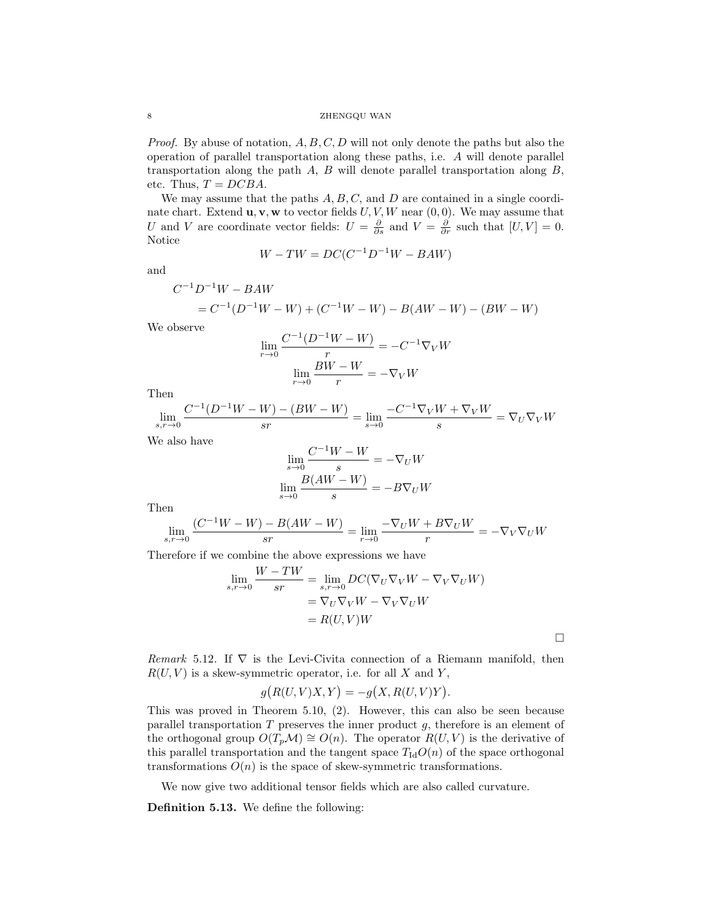*Proof.* By abuse of notation, $A, B, C, D$ will not only denote the paths but also the operation of parallel transportation along these paths, i.e. $A$ will denote parallel transportation along the path $A$, $B$ will denote parallel transportation along $B$, etc. Thus, $T = DCBA$.

We may assume that the paths $A, B, C$, and $D$ are contained in a single coordinate chart. Extend $\mathbf{u}, \mathbf{v}, \mathbf{w}$ to vector fields $U, V, W$ near $(0,0)$. We may assume that $U$ and $V$ are coordinate vector fields: $U = \frac{\partial}{\partial s}$ and $V = \frac{\partial}{\partial r}$ such that $[U, V] = 0$. Notice

$$W - TW = DC(C^{-1}D^{-1}W - BAW)$$

and

$$\begin{aligned}
&C^{-1}D^{-1}W - BAW \\
&\quad = C^{-1}(D^{-1}W - W) + (C^{-1}W - W) - B(AW - W) - (BW - W)
\end{aligned}$$

We observe

$$\lim_{r \to 0} \frac{C^{-1}(D^{-1}W - W)}{r} = -C^{-1}\nabla_V W$$

$$\lim_{r \to 0} \frac{BW - W}{r} = -\nabla_V W$$

Then

$$\lim_{s,r \to 0} \frac{C^{-1}(D^{-1}W - W) - (BW - W)}{sr} = \lim_{s \to 0} \frac{-C^{-1}\nabla_V W + \nabla_V W}{s} = \nabla_U \nabla_V W$$

We also have

$$\lim_{s \to 0} \frac{C^{-1}W - W}{s} = -\nabla_U W$$

$$\lim_{s \to 0} \frac{B(AW - W)}{s} = -B\nabla_U W$$

Then

$$\lim_{s,r \to 0} \frac{(C^{-1}W - W) - B(AW - W)}{sr} = \lim_{r \to 0} \frac{-\nabla_U W + B\nabla_U W}{r} = -\nabla_V \nabla_U W$$

Therefore if we combine the above expressions we have

$$\begin{aligned}
\lim_{s,r \to 0} \frac{W - TW}{sr} &= \lim_{s,r \to 0} DC(\nabla_U \nabla_V W - \nabla_V \nabla_U W) \\
&= \nabla_U \nabla_V W - \nabla_V \nabla_U W \\
&= R(U, V)W
\end{aligned}$$

$\square$

*Remark* 5.12. If $\nabla$ is the Levi-Civita connection of a Riemann manifold, then $R(U, V)$ is a skew-symmetric operator, i.e. for all $X$ and $Y$,

$$g\big(R(U, V)X, Y\big) = -g\big(X, R(U, V)Y\big).$$

This was proved in Theorem 5.10, (2). However, this can also be seen because parallel transportation $T$ preserves the inner product $g$, therefore is an element of the orthogonal group $O(T_p\mathcal{M}) \cong O(n)$. The operator $R(U, V)$ is the derivative of this parallel transportation and the tangent space $T_{\mathrm{Id}}O(n)$ of the space orthogonal transformations $O(n)$ is the space of skew-symmetric transformations.

We now give two additional tensor fields which are also called curvature.

**Definition 5.13.** We define the following: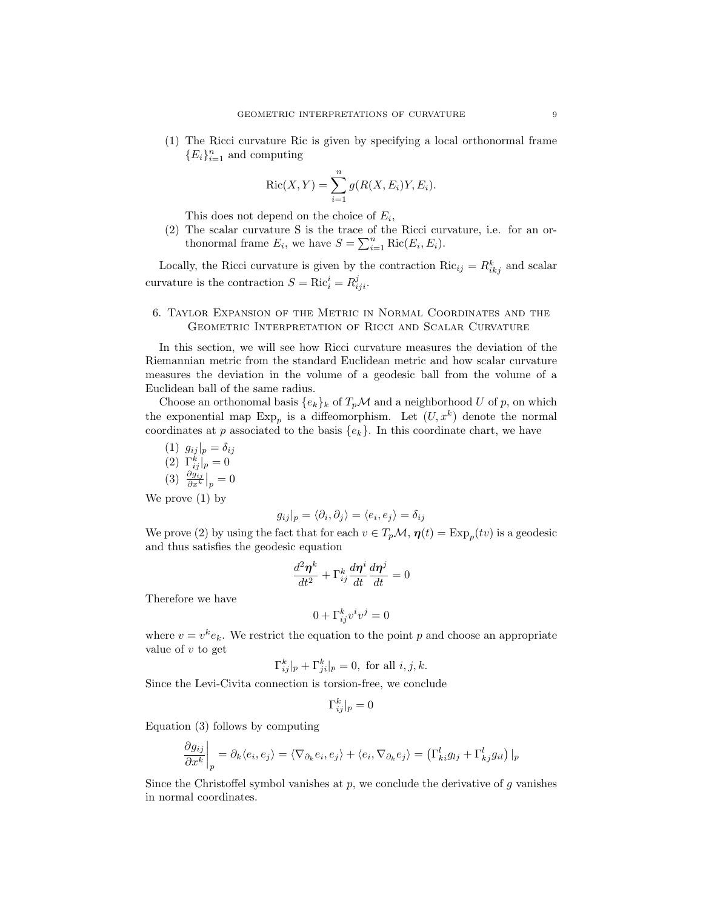(1) The Ricci curvature Ric is given by specifying a local orthonormal frame $\{E_i\}_{i=1}^n$ and computing

$$\operatorname{Ric}(X,Y) = \sum_{i=1}^{n} g(R(X,E_i)Y, E_i).$$

This does not depend on the choice of $E_i$,

(2) The scalar curvature S is the trace of the Ricci curvature, i.e. for an orthonormal frame $E_i$, we have $S = \sum_{i=1}^n \operatorname{Ric}(E_i, E_i)$.

Locally, the Ricci curvature is given by the contraction $\operatorname{Ric}_{ij} = R^k_{ikj}$ and scalar curvature is the contraction $S = \operatorname{Ric}^i_i = R^j_{iji}$.

## 6. Taylor Expansion of the Metric in Normal Coordinates and the Geometric Interpretation of Ricci and Scalar Curvature

In this section, we will see how Ricci curvature measures the deviation of the Riemannian metric from the standard Euclidean metric and how scalar curvature measures the deviation in the volume of a geodesic ball from the volume of a Euclidean ball of the same radius.

Choose an orthonomal basis $\{e_k\}_k$ of $T_p\mathcal{M}$ and a neighborhood $U$ of $p$, on which the exponential map $\operatorname{Exp}_p$ is a diffeomorphism. Let $(U, x^k)$ denote the normal coordinates at $p$ associated to the basis $\{e_k\}$. In this coordinate chart, we have

(1) $g_{ij}|_p = \delta_{ij}$
(2) $\Gamma^k_{ij}|_p = 0$
(3) $\frac{\partial g_{ij}}{\partial x^k}\big|_p = 0$

We prove (1) by

$$g_{ij}|_p = \langle \partial_i, \partial_j \rangle = \langle e_i, e_j \rangle = \delta_{ij}$$

We prove (2) by using the fact that for each $v \in T_p\mathcal{M}$, $\boldsymbol{\eta}(t) = \operatorname{Exp}_p(tv)$ is a geodesic and thus satisfies the geodesic equation

$$\frac{d^2\boldsymbol{\eta}^k}{dt^2} + \Gamma^k_{ij}\frac{d\boldsymbol{\eta}^i}{dt}\frac{d\boldsymbol{\eta}^j}{dt} = 0$$

Therefore we have

$$0 + \Gamma^k_{ij}v^iv^j = 0$$

where $v = v^k e_k$. We restrict the equation to the point $p$ and choose an appropriate value of $v$ to get

$$\Gamma^k_{ij}|_p + \Gamma^k_{ji}|_p = 0, \text{ for all } i,j,k.$$

Since the Levi-Civita connection is torsion-free, we conclude

$$\Gamma^k_{ij}|_p = 0$$

Equation (3) follows by computing

$$\left.\frac{\partial g_{ij}}{\partial x^k}\right|_p = \partial_k \langle e_i, e_j \rangle = \langle \nabla_{\partial_k} e_i, e_j \rangle + \langle e_i, \nabla_{\partial_k} e_j \rangle = \left(\Gamma^l_{ki} g_{lj} + \Gamma^l_{kj} g_{il}\right)|_p$$

Since the Christoffel symbol vanishes at $p$, we conclude the derivative of $g$ vanishes in normal coordinates.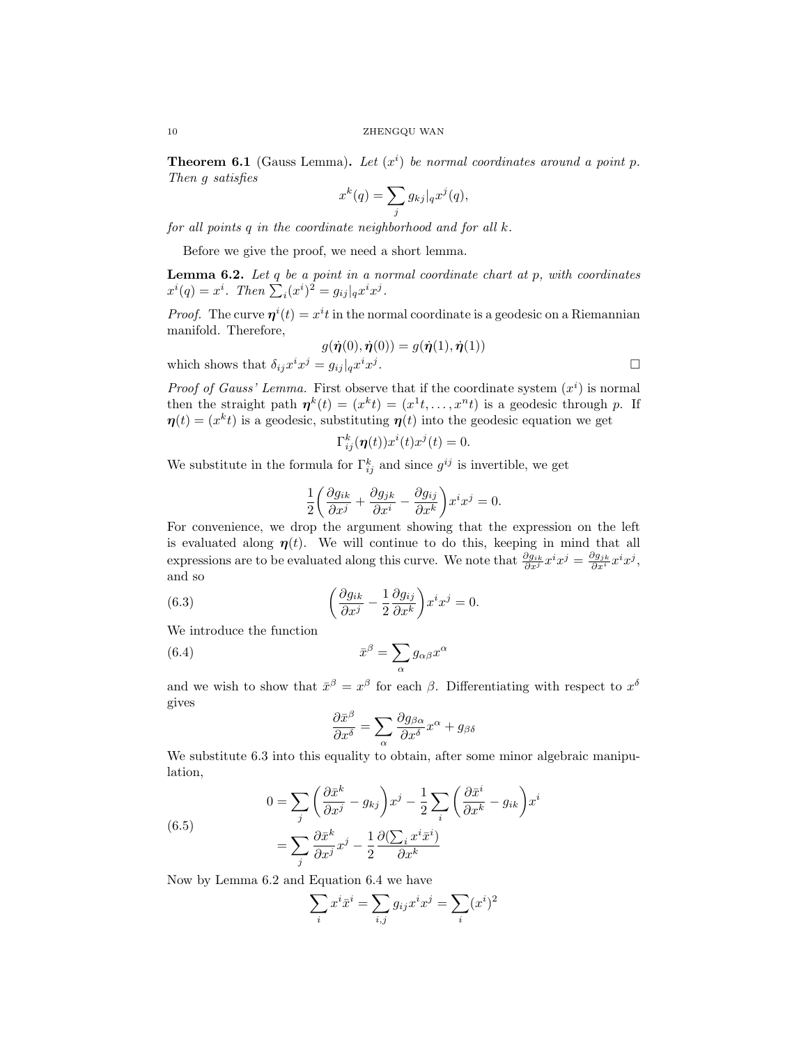**Theorem 6.1** (Gauss Lemma)**.** *Let $(x^i)$ be normal coordinates around a point $p$. Then $g$ satisfies*

$$x^k(q) = \sum_j g_{kj}|_q x^j(q),$$

*for all points $q$ in the coordinate neighborhood and for all $k$.*

Before we give the proof, we need a short lemma.

**Lemma 6.2.** *Let $q$ be a point in a normal coordinate chart at $p$, with coordinates $x^i(q) = x^i$. Then $\sum_i (x^i)^2 = g_{ij}|_q x^i x^j$.*

*Proof.* The curve $\boldsymbol{\eta}^i(t) = x^i t$ in the normal coordinate is a geodesic on a Riemannian manifold. Therefore,

$$g(\dot{\boldsymbol{\eta}}(0), \dot{\boldsymbol{\eta}}(0)) = g(\dot{\boldsymbol{\eta}}(1), \dot{\boldsymbol{\eta}}(1))$$

which shows that $\delta_{ij} x^i x^j = g_{ij}|_q x^i x^j$. □

*Proof of Gauss' Lemma.* First observe that if the coordinate system $(x^i)$ is normal then the straight path $\boldsymbol{\eta}^k(t) = (x^k t) = (x^1 t, \ldots, x^n t)$ is a geodesic through $p$. If $\boldsymbol{\eta}(t) = (x^k t)$ is a geodesic, substituting $\boldsymbol{\eta}(t)$ into the geodesic equation we get

$$\Gamma^k_{ij}(\boldsymbol{\eta}(t)) x^i(t) x^j(t) = 0.$$

We substitute in the formula for $\Gamma^k_{ij}$ and since $g^{ij}$ is invertible, we get

$$\frac{1}{2}\left(\frac{\partial g_{ik}}{\partial x^j} + \frac{\partial g_{jk}}{\partial x^i} - \frac{\partial g_{ij}}{\partial x^k}\right) x^i x^j = 0.$$

For convenience, we drop the argument showing that the expression on the left is evaluated along $\boldsymbol{\eta}(t)$. We will continue to do this, keeping in mind that all expressions are to be evaluated along this curve. We note that $\frac{\partial g_{ik}}{\partial x^j} x^i x^j = \frac{\partial g_{jk}}{\partial x^i} x^i x^j$, and so

$$\left(\frac{\partial g_{ik}}{\partial x^j} - \frac{1}{2}\frac{\partial g_{ij}}{\partial x^k}\right) x^i x^j = 0. \tag{6.3}$$

We introduce the function

$$\bar{x}^\beta = \sum_\alpha g_{\alpha\beta} x^\alpha \tag{6.4}$$

and we wish to show that $\bar{x}^\beta = x^\beta$ for each $\beta$. Differentiating with respect to $x^\delta$ gives

$$\frac{\partial \bar{x}^\beta}{\partial x^\delta} = \sum_\alpha \frac{\partial g_{\beta\alpha}}{\partial x^\delta} x^\alpha + g_{\beta\delta}$$

We substitute 6.3 into this equality to obtain, after some minor algebraic manipulation,

$$\begin{aligned} 0 &= \sum_j \left(\frac{\partial \bar{x}^k}{\partial x^j} - g_{kj}\right) x^j - \frac{1}{2}\sum_i \left(\frac{\partial \bar{x}^i}{\partial x^k} - g_{ik}\right) x^i \\ &= \sum_j \frac{\partial \bar{x}^k}{\partial x^j} x^j - \frac{1}{2}\frac{\partial (\sum_i x^i \bar{x}^i)}{\partial x^k} \end{aligned} \tag{6.5}$$

Now by Lemma 6.2 and Equation 6.4 we have

$$\sum_i x^i \bar{x}^i = \sum_{i,j} g_{ij} x^i x^j = \sum_i (x^i)^2$$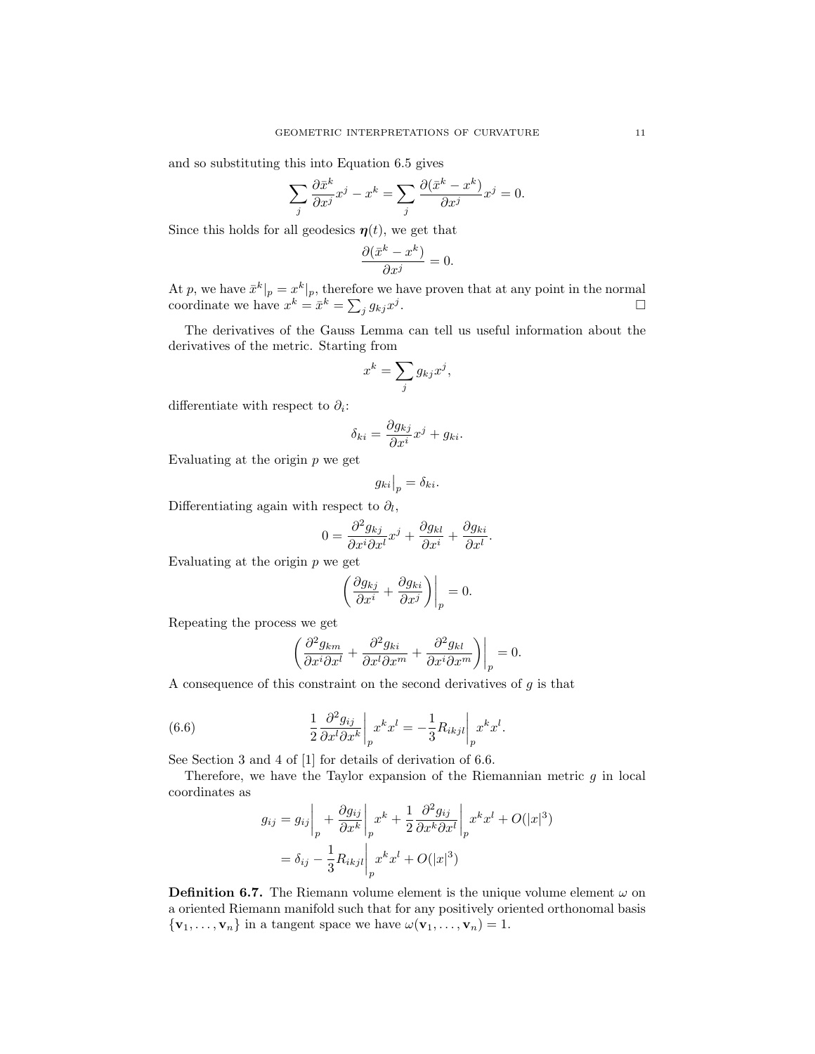and so substituting this into Equation 6.5 gives

$$\sum_j \frac{\partial \bar{x}^k}{\partial x^j} x^j - x^k = \sum_j \frac{\partial(\bar{x}^k - x^k)}{\partial x^j} x^j = 0.$$

Since this holds for all geodesics $\boldsymbol{\eta}(t)$, we get that

$$\frac{\partial(\bar{x}^k - x^k)}{\partial x^j} = 0.$$

At $p$, we have $\bar{x}^k|_p = x^k|_p$, therefore we have proven that at any point in the normal coordinate we have $x^k = \bar{x}^k = \sum_j g_{kj} x^j$. □

The derivatives of the Gauss Lemma can tell us useful information about the derivatives of the metric. Starting from

$$x^k = \sum_j g_{kj} x^j,$$

differentiate with respect to $\partial_i$:

$$\delta_{ki} = \frac{\partial g_{kj}}{\partial x^i} x^j + g_{ki}.$$

Evaluating at the origin $p$ we get

$$g_{ki}\big|_p = \delta_{ki}.$$

Differentiating again with respect to $\partial_l$,

$$0 = \frac{\partial^2 g_{kj}}{\partial x^i \partial x^l} x^j + \frac{\partial g_{kl}}{\partial x^i} + \frac{\partial g_{ki}}{\partial x^l}.$$

Evaluating at the origin $p$ we get

$$\left( \frac{\partial g_{kj}}{\partial x^i} + \frac{\partial g_{ki}}{\partial x^j} \right)\bigg|_p = 0.$$

Repeating the process we get

$$\left( \frac{\partial^2 g_{km}}{\partial x^i \partial x^l} + \frac{\partial^2 g_{ki}}{\partial x^l \partial x^m} + \frac{\partial^2 g_{kl}}{\partial x^i \partial x^m} \right)\bigg|_p = 0.$$

A consequence of this constraint on the second derivatives of $g$ is that

$$\frac{1}{2} \frac{\partial^2 g_{ij}}{\partial x^l \partial x^k}\bigg|_p x^k x^l = -\frac{1}{3} R_{ikjl}\bigg|_p x^k x^l. \tag{6.6}$$

See Section 3 and 4 of [1] for details of derivation of 6.6.

Therefore, we have the Taylor expansion of the Riemannian metric $g$ in local coordinates as

$$\begin{aligned} g_{ij} &= g_{ij}\bigg|_p + \frac{\partial g_{ij}}{\partial x^k}\bigg|_p x^k + \frac{1}{2} \frac{\partial^2 g_{ij}}{\partial x^k \partial x^l}\bigg|_p x^k x^l + O(|x|^3) \\ &= \delta_{ij} - \frac{1}{3} R_{ikjl}\bigg|_p x^k x^l + O(|x|^3) \end{aligned}$$

**Definition 6.7.** The Riemann volume element is the unique volume element $\omega$ on a oriented Riemann manifold such that for any positively oriented orthonomal basis $\{\mathbf{v}_1, \ldots, \mathbf{v}_n\}$ in a tangent space we have $\omega(\mathbf{v}_1, \ldots, \mathbf{v}_n) = 1$.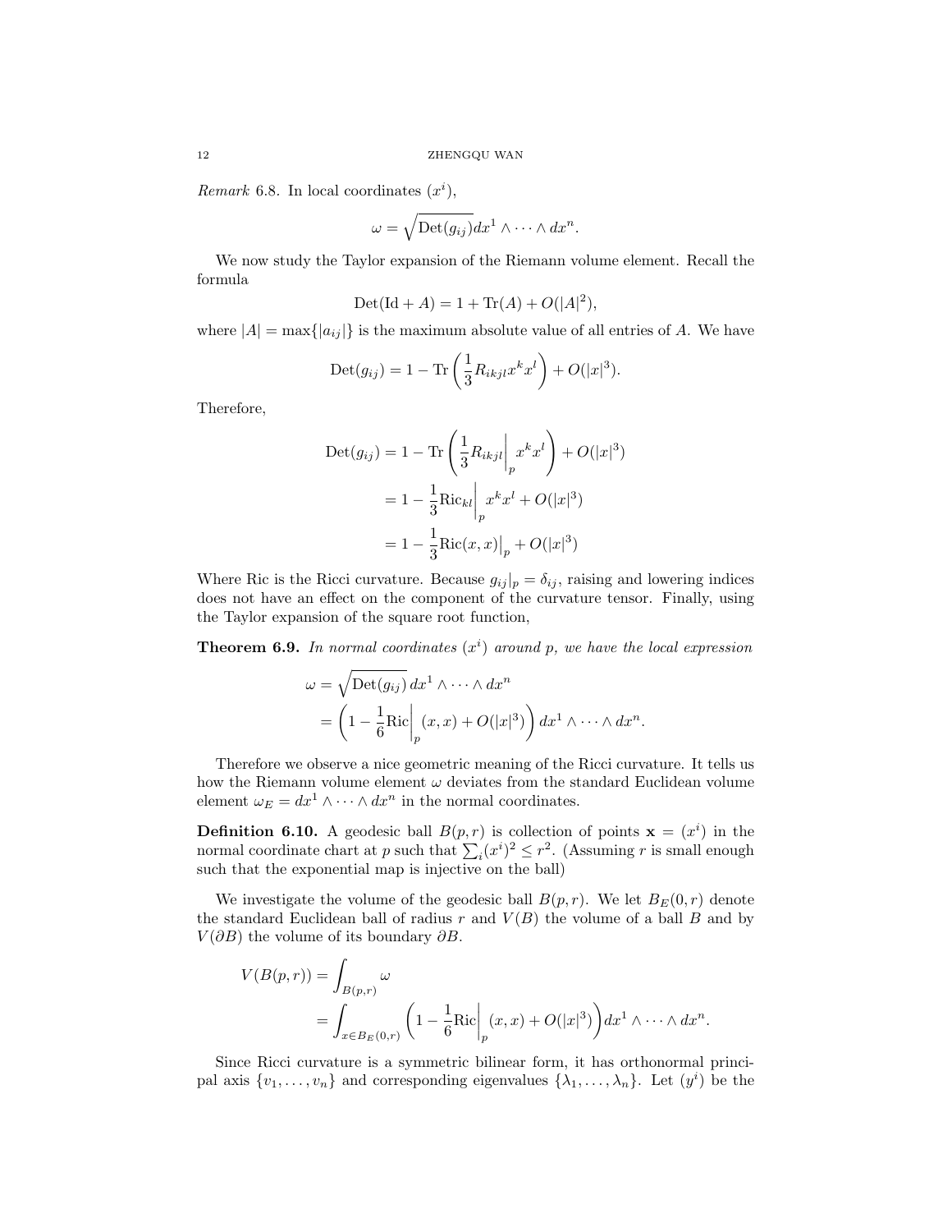*Remark* 6.8. In local coordinates $(x^i)$,

$$\omega = \sqrt{\text{Det}(g_{ij})}dx^1 \wedge \cdots \wedge dx^n.$$

We now study the Taylor expansion of the Riemann volume element. Recall the formula

$$\text{Det}(\text{Id} + A) = 1 + \text{Tr}(A) + O(|A|^2),$$

where $|A| = \max\{|a_{ij}|\}$ is the maximum absolute value of all entries of $A$. We have

$$\text{Det}(g_{ij}) = 1 - \text{Tr}\left(\frac{1}{3}R_{ikjl}x^k x^l\right) + O(|x|^3).$$

Therefore,

$$\begin{aligned}
\text{Det}(g_{ij}) &= 1 - \text{Tr}\left(\frac{1}{3}R_{ikjl}\Big|_p x^k x^l\right) + O(|x|^3) \\
&= 1 - \frac{1}{3}\text{Ric}_{kl}\Big|_p x^k x^l + O(|x|^3) \\
&= 1 - \frac{1}{3}\text{Ric}(x,x)\big|_p + O(|x|^3)
\end{aligned}$$

Where Ric is the Ricci curvature. Because $g_{ij}|_p = \delta_{ij}$, raising and lowering indices does not have an effect on the component of the curvature tensor. Finally, using the Taylor expansion of the square root function,

**Theorem 6.9.** *In normal coordinates $(x^i)$ around $p$, we have the local expression*

$$\begin{aligned}
\omega &= \sqrt{\text{Det}(g_{ij})}\, dx^1 \wedge \cdots \wedge dx^n \\
&= \left(1 - \frac{1}{6}\text{Ric}\Big|_p (x,x) + O(|x|^3)\right) dx^1 \wedge \cdots \wedge dx^n.
\end{aligned}$$

Therefore we observe a nice geometric meaning of the Ricci curvature. It tells us how the Riemann volume element $\omega$ deviates from the standard Euclidean volume element $\omega_E = dx^1 \wedge \cdots \wedge dx^n$ in the normal coordinates.

**Definition 6.10.** A geodesic ball $B(p,r)$ is collection of points $\mathbf{x} = (x^i)$ in the normal coordinate chart at $p$ such that $\sum_i (x^i)^2 \leq r^2$. (Assuming $r$ is small enough such that the exponential map is injective on the ball)

We investigate the volume of the geodesic ball $B(p,r)$. We let $B_E(0,r)$ denote the standard Euclidean ball of radius $r$ and $V(B)$ the volume of a ball $B$ and by $V(\partial B)$ the volume of its boundary $\partial B$.

$$\begin{aligned}
V(B(p,r)) &= \int_{B(p,r)} \omega \\
&= \int_{x \in B_E(0,r)} \left(1 - \frac{1}{6}\text{Ric}\Big|_p (x,x) + O(|x|^3)\right) dx^1 \wedge \cdots \wedge dx^n.
\end{aligned}$$

Since Ricci curvature is a symmetric bilinear form, it has orthonormal principal axis $\{v_1, \ldots, v_n\}$ and corresponding eigenvalues $\{\lambda_1, \ldots, \lambda_n\}$. Let $(y^i)$ be the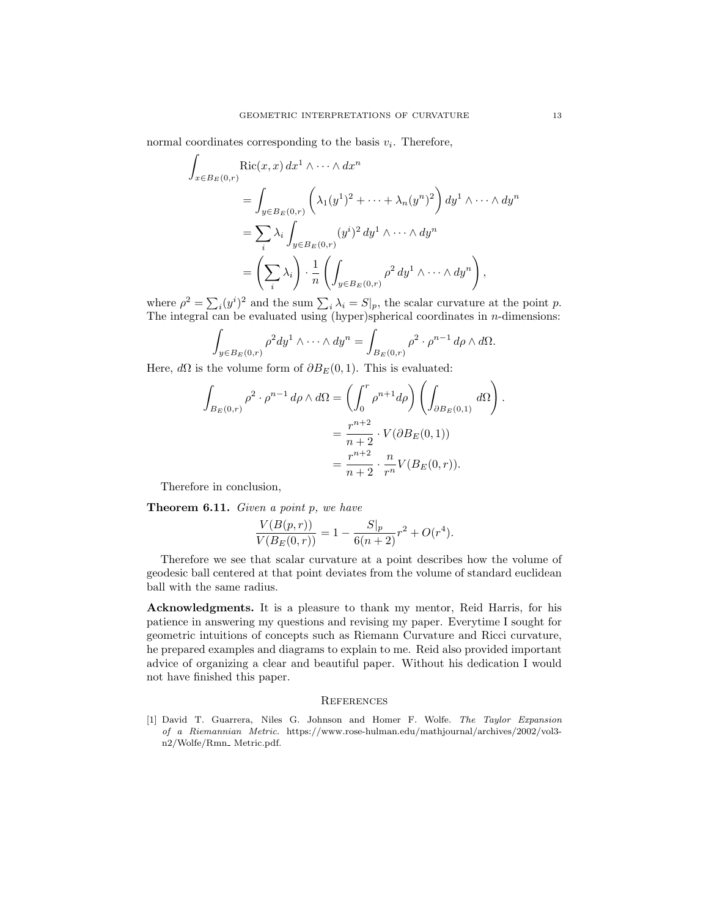normal coordinates corresponding to the basis $v_i$. Therefore,

$$
\begin{aligned}
\int_{x\in B_E(0,r)} & \operatorname{Ric}(x,x)\, dx^1 \wedge \cdots \wedge dx^n \\
&= \int_{y\in B_E(0,r)} \left(\lambda_1 (y^1)^2 + \cdots + \lambda_n (y^n)^2\right) dy^1 \wedge \cdots \wedge dy^n \\
&= \sum_i \lambda_i \int_{y\in B_E(0,r)} (y^i)^2\, dy^1 \wedge \cdots \wedge dy^n \\
&= \left(\sum_i \lambda_i\right) \cdot \frac{1}{n} \left(\int_{y\in B_E(0,r)} \rho^2\, dy^1 \wedge \cdots \wedge dy^n\right),
\end{aligned}
$$

where $\rho^2 = \sum_i (y^i)^2$ and the sum $\sum_i \lambda_i = S|_p$, the scalar curvature at the point $p$. The integral can be evaluated using (hyper)spherical coordinates in $n$-dimensions:

$$
\int_{y\in B_E(0,r)} \rho^2 dy^1 \wedge \cdots \wedge dy^n = \int_{B_E(0,r)} \rho^2 \cdot \rho^{n-1}\, d\rho \wedge d\Omega.
$$

Here, $d\Omega$ is the volume form of $\partial B_E(0,1)$. This is evaluated:

$$
\begin{aligned}
\int_{B_E(0,r)} \rho^2 \cdot \rho^{n-1}\, d\rho \wedge d\Omega &= \left(\int_0^r \rho^{n+1} d\rho\right)\left(\int_{\partial B_E(0,1)} d\Omega\right). \\
&= \frac{r^{n+2}}{n+2} \cdot V(\partial B_E(0,1)) \\
&= \frac{r^{n+2}}{n+2} \cdot \frac{n}{r^n} V(B_E(0,r)).
\end{aligned}
$$

Therefore in conclusion,

**Theorem 6.11.** *Given a point $p$, we have*

$$
\frac{V(B(p,r))}{V(B_E(0,r))} = 1 - \frac{S|_p}{6(n+2)} r^2 + O(r^4).
$$

Therefore we see that scalar curvature at a point describes how the volume of geodesic ball centered at that point deviates from the volume of standard euclidean ball with the same radius.

**Acknowledgments.** It is a pleasure to thank my mentor, Reid Harris, for his patience in answering my questions and revising my paper. Everytime I sought for geometric intuitions of concepts such as Riemann Curvature and Ricci curvature, he prepared examples and diagrams to explain to me. Reid also provided important advice of organizing a clear and beautiful paper. Without his dedication I would not have finished this paper.

## References

[1] David T. Guarrera, Niles G. Johnson and Homer F. Wolfe. *The Taylor Expansion of a Riemannian Metric.* https://www.rose-hulman.edu/mathjournal/archives/2002/vol3-n2/Wolfe/Rmn_ Metric.pdf.